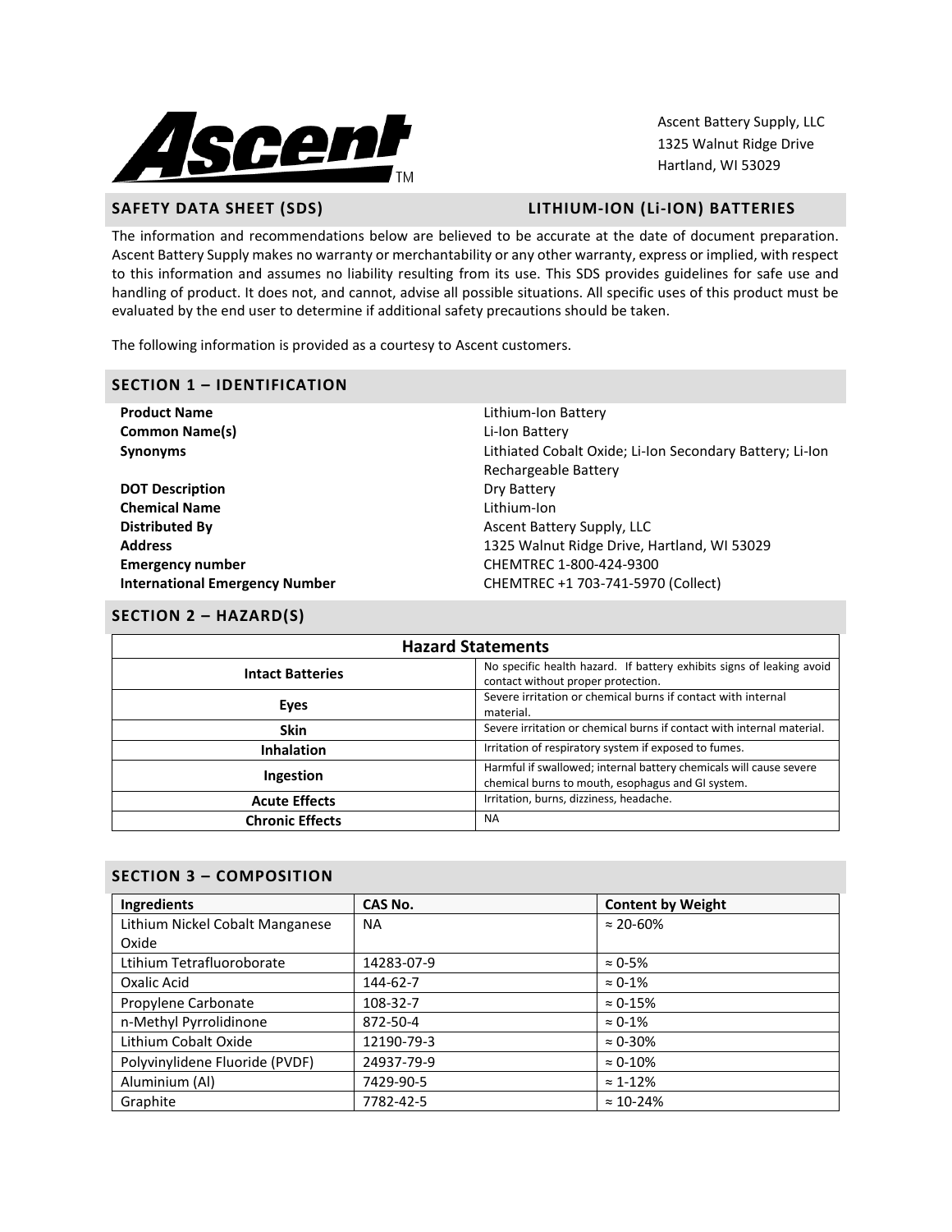Ascent Battery Supply, LLC
1325 Walnut Ridge Drive
Hartland, WI 53029

## SAFETY DATA SHEET (SDS) — LITHIUM-ION (Li-ION) BATTERIES

The information and recommendations below are believed to be accurate at the date of document preparation. Ascent Battery Supply makes no warranty or merchantability or any other warranty, express or implied, with respect to this information and assumes no liability resulting from its use. This SDS provides guidelines for safe use and handling of product. It does not, and cannot, advise all possible situations. All specific uses of this product must be evaluated by the end user to determine if additional safety precautions should be taken.

The following information is provided as a courtesy to Ascent customers.

## SECTION 1 – IDENTIFICATION

| | |
|---|---|
| **Product Name** | Lithium-Ion Battery |
| **Common Name(s)** | Li-Ion Battery |
| **Synonyms** | Lithiated Cobalt Oxide; Li-Ion Secondary Battery; Li-Ion Rechargeable Battery |
| **DOT Description** | Dry Battery |
| **Chemical Name** | Lithium-Ion |
| **Distributed By** | Ascent Battery Supply, LLC |
| **Address** | 1325 Walnut Ridge Drive, Hartland, WI 53029 |
| **Emergency number** | CHEMTREC 1-800-424-9300 |
| **International Emergency Number** | CHEMTREC +1 703-741-5970 (Collect) |

## SECTION 2 – HAZARD(S)

| Hazard Statements | |
|---|---|
| **Intact Batteries** | No specific health hazard. If battery exhibits signs of leaking avoid contact without proper protection. |
| **Eyes** | Severe irritation or chemical burns if contact with internal material. |
| **Skin** | Severe irritation or chemical burns if contact with internal material. |
| **Inhalation** | Irritation of respiratory system if exposed to fumes. |
| **Ingestion** | Harmful if swallowed; internal battery chemicals will cause severe chemical burns to mouth, esophagus and GI system. |
| **Acute Effects** | Irritation, burns, dizziness, headache. |
| **Chronic Effects** | NA |

## SECTION 3 – COMPOSITION

| Ingredients | CAS No. | Content by Weight |
|---|---|---|
| Lithium Nickel Cobalt Manganese Oxide | NA | ≈ 20-60% |
| Ltihium Tetrafluoroborate | 14283-07-9 | ≈ 0-5% |
| Oxalic Acid | 144-62-7 | ≈ 0-1% |
| Propylene Carbonate | 108-32-7 | ≈ 0-15% |
| n-Methyl Pyrrolidinone | 872-50-4 | ≈ 0-1% |
| Lithium Cobalt Oxide | 12190-79-3 | ≈ 0-30% |
| Polyvinylidene Fluoride (PVDF) | 24937-79-9 | ≈ 0-10% |
| Aluminium (Al) | 7429-90-5 | ≈ 1-12% |
| Graphite | 7782-42-5 | ≈ 10-24% |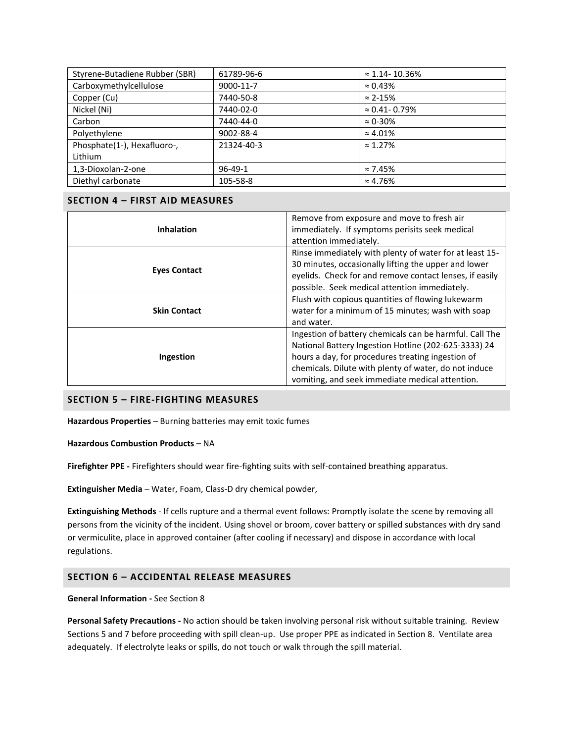| Styrene-Butadiene Rubber (SBR) | 61789-96-6 | ≈ 1.14- 10.36% |
|---|---|---|
| Carboxymethylcellulose | 9000-11-7 | ≈ 0.43% |
| Copper (Cu) | 7440-50-8 | ≈ 2-15% |
| Nickel (Ni) | 7440-02-0 | ≈ 0.41- 0.79% |
| Carbon | 7440-44-0 | ≈ 0-30% |
| Polyethylene | 9002-88-4 | ≈ 4.01% |
| Phosphate(1-), Hexafluoro-, Lithium | 21324-40-3 | ≈ 1.27% |
| 1,3-Dioxolan-2-one | 96-49-1 | ≈ 7.45% |
| Diethyl carbonate | 105-58-8 | ≈ 4.76% |

## SECTION 4 – FIRST AID MEASURES

| | |
|---|---|
| **Inhalation** | Remove from exposure and move to fresh air immediately. If symptoms perisits seek medical attention immediately. |
| **Eyes Contact** | Rinse immediately with plenty of water for at least 15-30 minutes, occasionally lifting the upper and lower eyelids. Check for and remove contact lenses, if easily possible. Seek medical attention immediately. |
| **Skin Contact** | Flush with copious quantities of flowing lukewarm water for a minimum of 15 minutes; wash with soap and water. |
| **Ingestion** | Ingestion of battery chemicals can be harmful. Call The National Battery Ingestion Hotline (202-625-3333) 24 hours a day, for procedures treating ingestion of chemicals. Dilute with plenty of water, do not induce vomiting, and seek immediate medical attention. |

## SECTION 5 – FIRE-FIGHTING MEASURES

**Hazardous Properties** – Burning batteries may emit toxic fumes

**Hazardous Combustion Products** – NA

**Firefighter PPE -** Firefighters should wear fire-fighting suits with self-contained breathing apparatus.

**Extinguisher Media** – Water, Foam, Class-D dry chemical powder,

**Extinguishing Methods** - If cells rupture and a thermal event follows: Promptly isolate the scene by removing all persons from the vicinity of the incident. Using shovel or broom, cover battery or spilled substances with dry sand or vermiculite, place in approved container (after cooling if necessary) and dispose in accordance with local regulations.

## SECTION 6 – ACCIDENTAL RELEASE MEASURES

**General Information -** See Section 8

**Personal Safety Precautions -** No action should be taken involving personal risk without suitable training. Review Sections 5 and 7 before proceeding with spill clean-up. Use proper PPE as indicated in Section 8. Ventilate area adequately. If electrolyte leaks or spills, do not touch or walk through the spill material.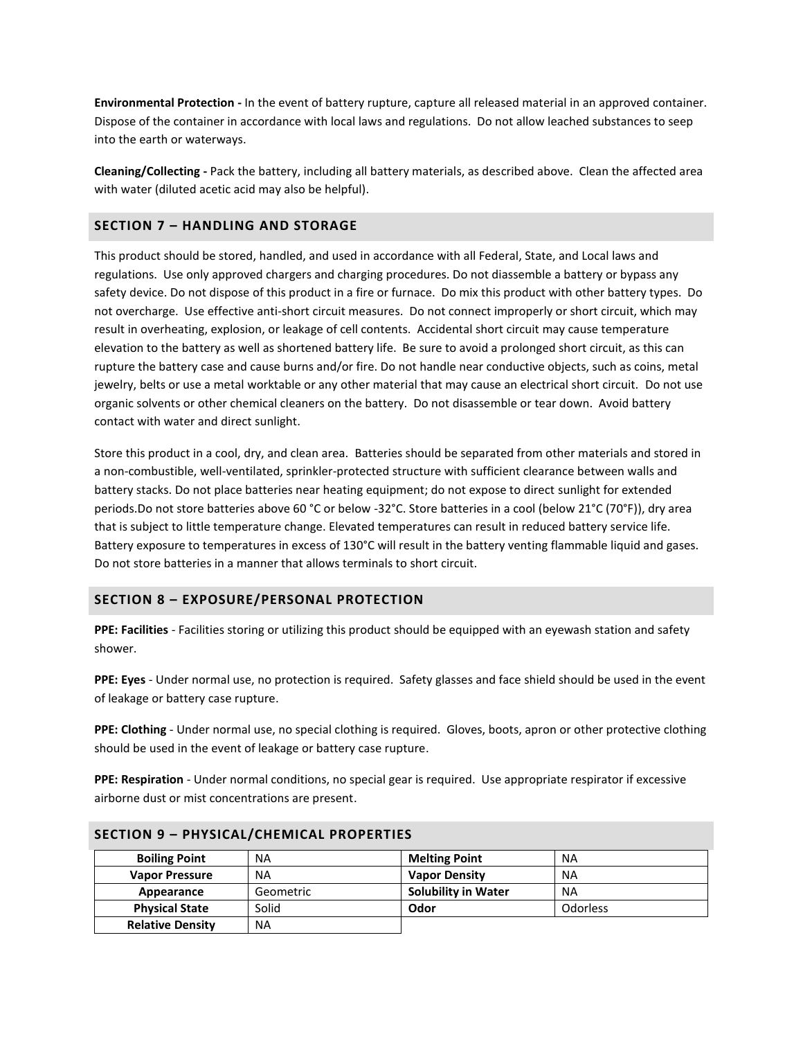**Environmental Protection -** In the event of battery rupture, capture all released material in an approved container. Dispose of the container in accordance with local laws and regulations. Do not allow leached substances to seep into the earth or waterways.

**Cleaning/Collecting -** Pack the battery, including all battery materials, as described above. Clean the affected area with water (diluted acetic acid may also be helpful).

## SECTION 7 – HANDLING AND STORAGE

This product should be stored, handled, and used in accordance with all Federal, State, and Local laws and regulations. Use only approved chargers and charging procedures. Do not diassemble a battery or bypass any safety device. Do not dispose of this product in a fire or furnace. Do mix this product with other battery types. Do not overcharge. Use effective anti-short circuit measures. Do not connect improperly or short circuit, which may result in overheating, explosion, or leakage of cell contents. Accidental short circuit may cause temperature elevation to the battery as well as shortened battery life. Be sure to avoid a prolonged short circuit, as this can rupture the battery case and cause burns and/or fire. Do not handle near conductive objects, such as coins, metal jewelry, belts or use a metal worktable or any other material that may cause an electrical short circuit. Do not use organic solvents or other chemical cleaners on the battery. Do not disassemble or tear down. Avoid battery contact with water and direct sunlight.

Store this product in a cool, dry, and clean area. Batteries should be separated from other materials and stored in a non-combustible, well-ventilated, sprinkler-protected structure with sufficient clearance between walls and battery stacks. Do not place batteries near heating equipment; do not expose to direct sunlight for extended periods.Do not store batteries above 60 °C or below -32°C. Store batteries in a cool (below 21°C (70°F)), dry area that is subject to little temperature change. Elevated temperatures can result in reduced battery service life. Battery exposure to temperatures in excess of 130°C will result in the battery venting flammable liquid and gases. Do not store batteries in a manner that allows terminals to short circuit.

## SECTION 8 – EXPOSURE/PERSONAL PROTECTION

**PPE: Facilities** - Facilities storing or utilizing this product should be equipped with an eyewash station and safety shower.

**PPE: Eyes** - Under normal use, no protection is required. Safety glasses and face shield should be used in the event of leakage or battery case rupture.

**PPE: Clothing** - Under normal use, no special clothing is required. Gloves, boots, apron or other protective clothing should be used in the event of leakage or battery case rupture.

**PPE: Respiration** - Under normal conditions, no special gear is required. Use appropriate respirator if excessive airborne dust or mist concentrations are present.

## SECTION 9 – PHYSICAL/CHEMICAL PROPERTIES

| **Boiling Point** | NA | **Melting Point** | NA |
|---|---|---|---|
| **Vapor Pressure** | NA | **Vapor Density** | NA |
| **Appearance** | Geometric | **Solubility in Water** | NA |
| **Physical State** | Solid | **Odor** | Odorless |
| **Relative Density** | NA | | |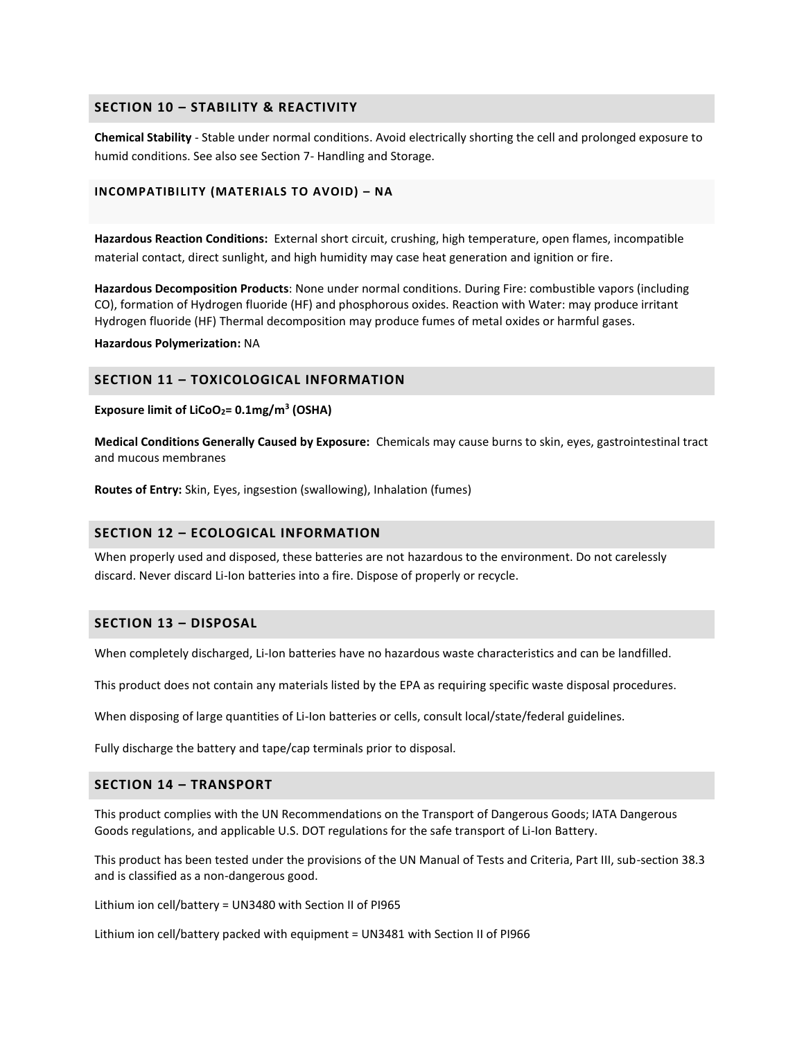## SECTION 10 – STABILITY & REACTIVITY

**Chemical Stability** - Stable under normal conditions. Avoid electrically shorting the cell and prolonged exposure to humid conditions. See also see Section 7- Handling and Storage.

### INCOMPATIBILITY (MATERIALS TO AVOID) – NA

**Hazardous Reaction Conditions:** External short circuit, crushing, high temperature, open flames, incompatible material contact, direct sunlight, and high humidity may case heat generation and ignition or fire.

**Hazardous Decomposition Products**: None under normal conditions. During Fire: combustible vapors (including CO), formation of Hydrogen fluoride (HF) and phosphorous oxides. Reaction with Water: may produce irritant Hydrogen fluoride (HF) Thermal decomposition may produce fumes of metal oxides or harmful gases.

**Hazardous Polymerization:** NA

## SECTION 11 – TOXICOLOGICAL INFORMATION

**Exposure limit of $LiCoO_2$= 0.1mg/m$^3$ (OSHA)**

**Medical Conditions Generally Caused by Exposure:** Chemicals may cause burns to skin, eyes, gastrointestinal tract and mucous membranes

**Routes of Entry:** Skin, Eyes, ingsestion (swallowing), Inhalation (fumes)

## SECTION 12 – ECOLOGICAL INFORMATION

When properly used and disposed, these batteries are not hazardous to the environment. Do not carelessly discard. Never discard Li-Ion batteries into a fire. Dispose of properly or recycle.

## SECTION 13 – DISPOSAL

When completely discharged, Li-Ion batteries have no hazardous waste characteristics and can be landfilled.

This product does not contain any materials listed by the EPA as requiring specific waste disposal procedures.

When disposing of large quantities of Li-Ion batteries or cells, consult local/state/federal guidelines.

Fully discharge the battery and tape/cap terminals prior to disposal.

## SECTION 14 – TRANSPORT

This product complies with the UN Recommendations on the Transport of Dangerous Goods; IATA Dangerous Goods regulations, and applicable U.S. DOT regulations for the safe transport of Li-Ion Battery.

This product has been tested under the provisions of the UN Manual of Tests and Criteria, Part III, sub-section 38.3 and is classified as a non-dangerous good.

Lithium ion cell/battery = UN3480 with Section II of PI965

Lithium ion cell/battery packed with equipment = UN3481 with Section II of PI966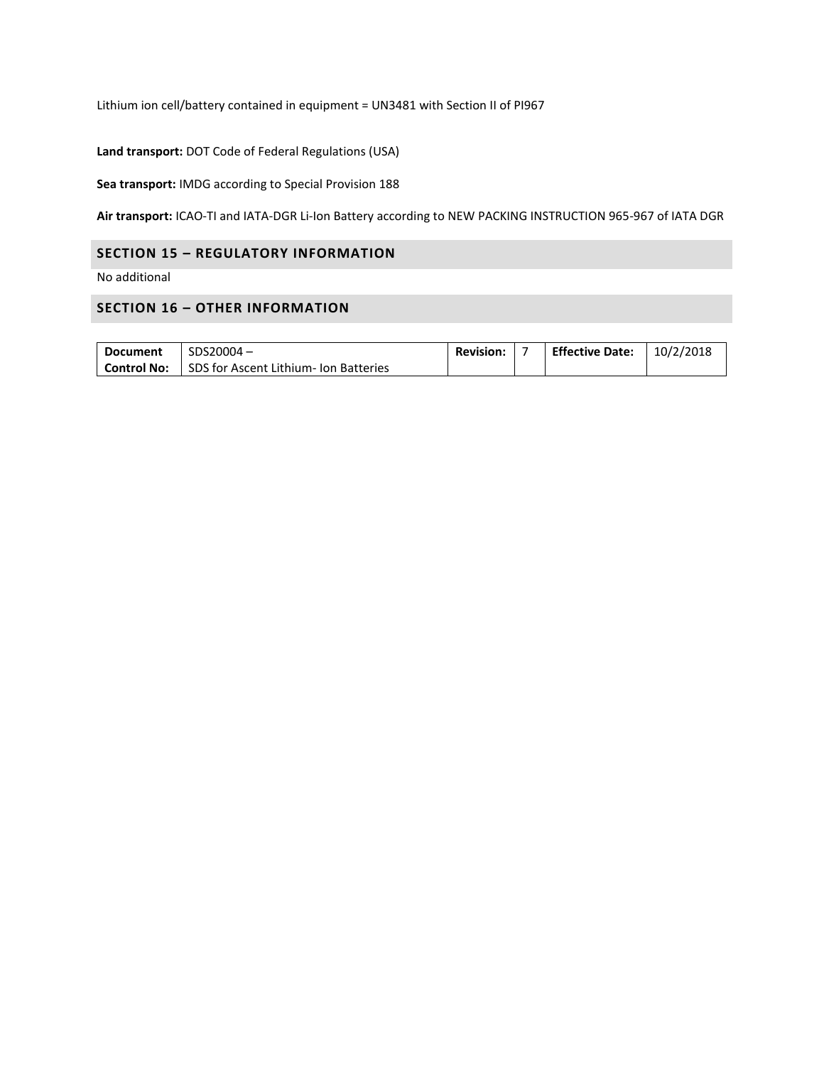Lithium ion cell/battery contained in equipment = UN3481 with Section II of PI967

**Land transport:** DOT Code of Federal Regulations (USA)

**Sea transport:** IMDG according to Special Provision 188

**Air transport:** ICAO-TI and IATA-DGR Li-Ion Battery according to NEW PACKING INSTRUCTION 965-967 of IATA DGR

## SECTION 15 – REGULATORY INFORMATION

No additional

## SECTION 16 – OTHER INFORMATION

| | | | | | |
|---|---|---|---|---|---|
| **Document Control No:** | SDS20004 – SDS for Ascent Lithium- Ion Batteries | **Revision:** | 7 | **Effective Date:** | 10/2/2018 |